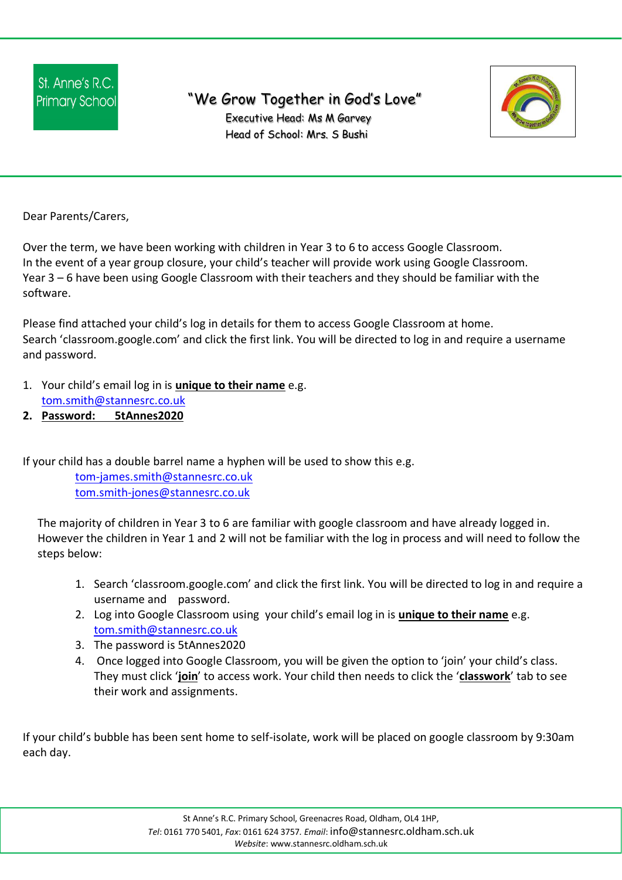St. Anne's R.C. Primary School

**"We Grow Together in God's Love"**

Executive Head: Ms M Garvey

Head of School: Mrs. S Bushi

Dear Parents/Carers,

Over the term, we have been working with children in Year 3 to 6 to access Google Classroom.
In the event of a year group closure, your child's teacher will provide work using Google Classroom.
Year 3 – 6 have been using Google Classroom with their teachers and they should be familiar with the software.

Please find attached your child's log in details for them to access Google Classroom at home.
Search 'classroom.google.com' and click the first link. You will be directed to log in and require a username and password.

1. Your child's email log in is **unique to their name** e.g.
   tom.smith@stannesrc.co.uk
2. **Password: 5tAnnes2020**

If your child has a double barrel name a hyphen will be used to show this e.g.

tom-james.smith@stannesrc.co.uk
tom.smith-jones@stannesrc.co.uk

The majority of children in Year 3 to 6 are familiar with google classroom and have already logged in. However the children in Year 1 and 2 will not be familiar with the log in process and will need to follow the steps below:

1. Search 'classroom.google.com' and click the first link. You will be directed to log in and require a username and password.
2. Log into Google Classroom using your child's email log in is **unique to their name** e.g. tom.smith@stannesrc.co.uk
3. The password is 5tAnnes2020
4. Once logged into Google Classroom, you will be given the option to 'join' your child's class. They must click '**join**' to access work. Your child then needs to click the '**classwork**' tab to see their work and assignments.

If your child's bubble has been sent home to self-isolate, work will be placed on google classroom by 9:30am each day.

St Anne's R.C. Primary School, Greenacres Road, Oldham, OL4 1HP,
*Tel*: 0161 770 5401, *Fax*: 0161 624 3757. *Email*: info@stannesrc.oldham.sch.uk
*Website*: www.stannesrc.oldham.sch.uk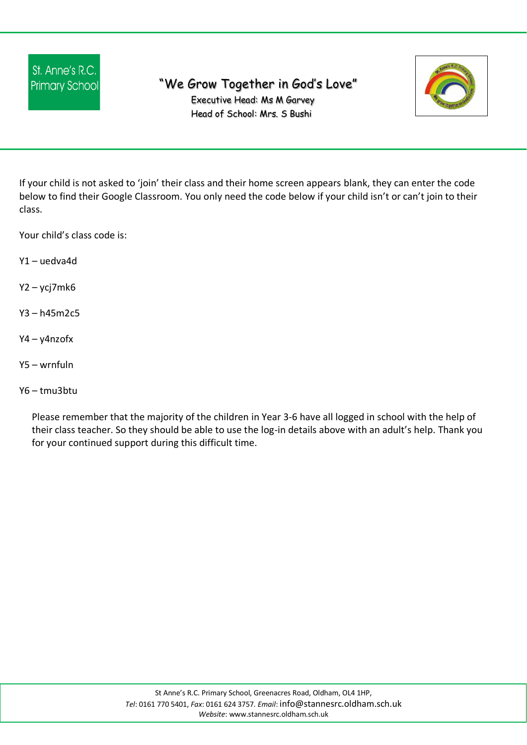St. Anne's R.C. Primary School

"We Grow Together in God's Love"

Executive Head: Ms M Garvey

Head of School: Mrs. S Bushi

If your child is not asked to 'join' their class and their home screen appears blank, they can enter the code below to find their Google Classroom. You only need the code below if your child isn't or can't join to their class.

Your child's class code is:

Y1 – uedva4d

Y2 – ycj7mk6

Y3 – h45m2c5

Y4 – y4nzofx

Y5 – wrnfuln

Y6 – tmu3btu

Please remember that the majority of the children in Year 3-6 have all logged in school with the help of their class teacher. So they should be able to use the log-in details above with an adult's help. Thank you for your continued support during this difficult time.

St Anne's R.C. Primary School, Greenacres Road, Oldham, OL4 1HP,
*Tel*: 0161 770 5401, *Fax*: 0161 624 3757. *Email*: info@stannesrc.oldham.sch.uk
*Website*: www.stannesrc.oldham.sch.uk